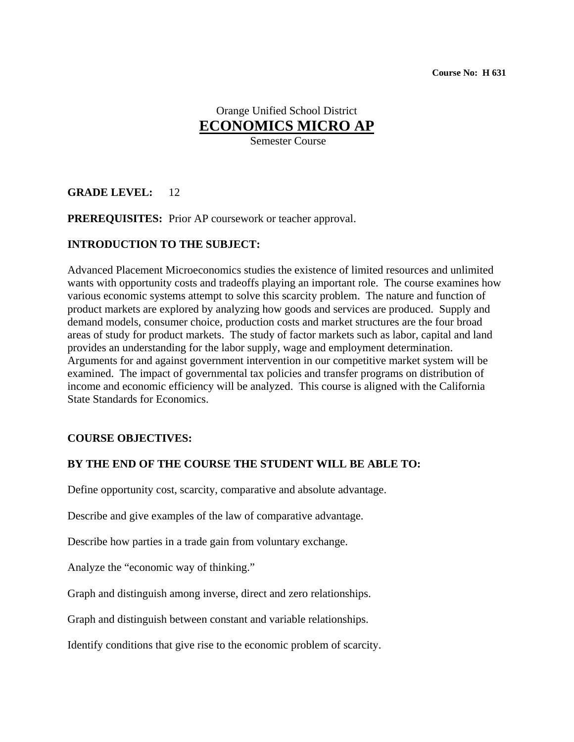**Course No: H 631**

Orange Unified School District

# ECONOMICS MICRO AP

Semester Course

**GRADE LEVEL:** 12

**PREREQUISITES:** Prior AP coursework or teacher approval.

**INTRODUCTION TO THE SUBJECT:**

Advanced Placement Microeconomics studies the existence of limited resources and unlimited wants with opportunity costs and tradeoffs playing an important role. The course examines how various economic systems attempt to solve this scarcity problem. The nature and function of product markets are explored by analyzing how goods and services are produced. Supply and demand models, consumer choice, production costs and market structures are the four broad areas of study for product markets. The study of factor markets such as labor, capital and land provides an understanding for the labor supply, wage and employment determination. Arguments for and against government intervention in our competitive market system will be examined. The impact of governmental tax policies and transfer programs on distribution of income and economic efficiency will be analyzed. This course is aligned with the California State Standards for Economics.

**COURSE OBJECTIVES:**

**BY THE END OF THE COURSE THE STUDENT WILL BE ABLE TO:**

Define opportunity cost, scarcity, comparative and absolute advantage.

Describe and give examples of the law of comparative advantage.

Describe how parties in a trade gain from voluntary exchange.

Analyze the "economic way of thinking."

Graph and distinguish among inverse, direct and zero relationships.

Graph and distinguish between constant and variable relationships.

Identify conditions that give rise to the economic problem of scarcity.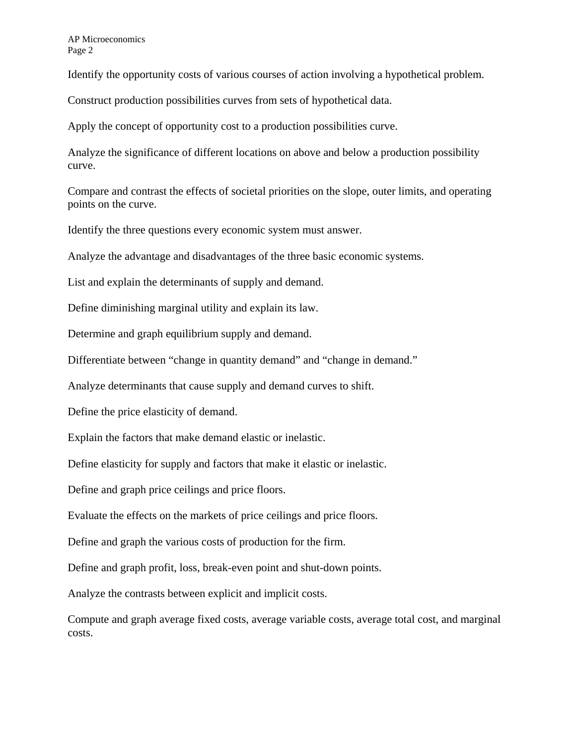Identify the opportunity costs of various courses of action involving a hypothetical problem.

Construct production possibilities curves from sets of hypothetical data.

Apply the concept of opportunity cost to a production possibilities curve.

Analyze the significance of different locations on above and below a production possibility curve.

Compare and contrast the effects of societal priorities on the slope, outer limits, and operating points on the curve.

Identify the three questions every economic system must answer.

Analyze the advantage and disadvantages of the three basic economic systems.

List and explain the determinants of supply and demand.

Define diminishing marginal utility and explain its law.

Determine and graph equilibrium supply and demand.

Differentiate between “change in quantity demand” and “change in demand.”

Analyze determinants that cause supply and demand curves to shift.

Define the price elasticity of demand.

Explain the factors that make demand elastic or inelastic.

Define elasticity for supply and factors that make it elastic or inelastic.

Define and graph price ceilings and price floors.

Evaluate the effects on the markets of price ceilings and price floors.

Define and graph the various costs of production for the firm.

Define and graph profit, loss, break-even point and shut-down points.

Analyze the contrasts between explicit and implicit costs.

Compute and graph average fixed costs, average variable costs, average total cost, and marginal costs.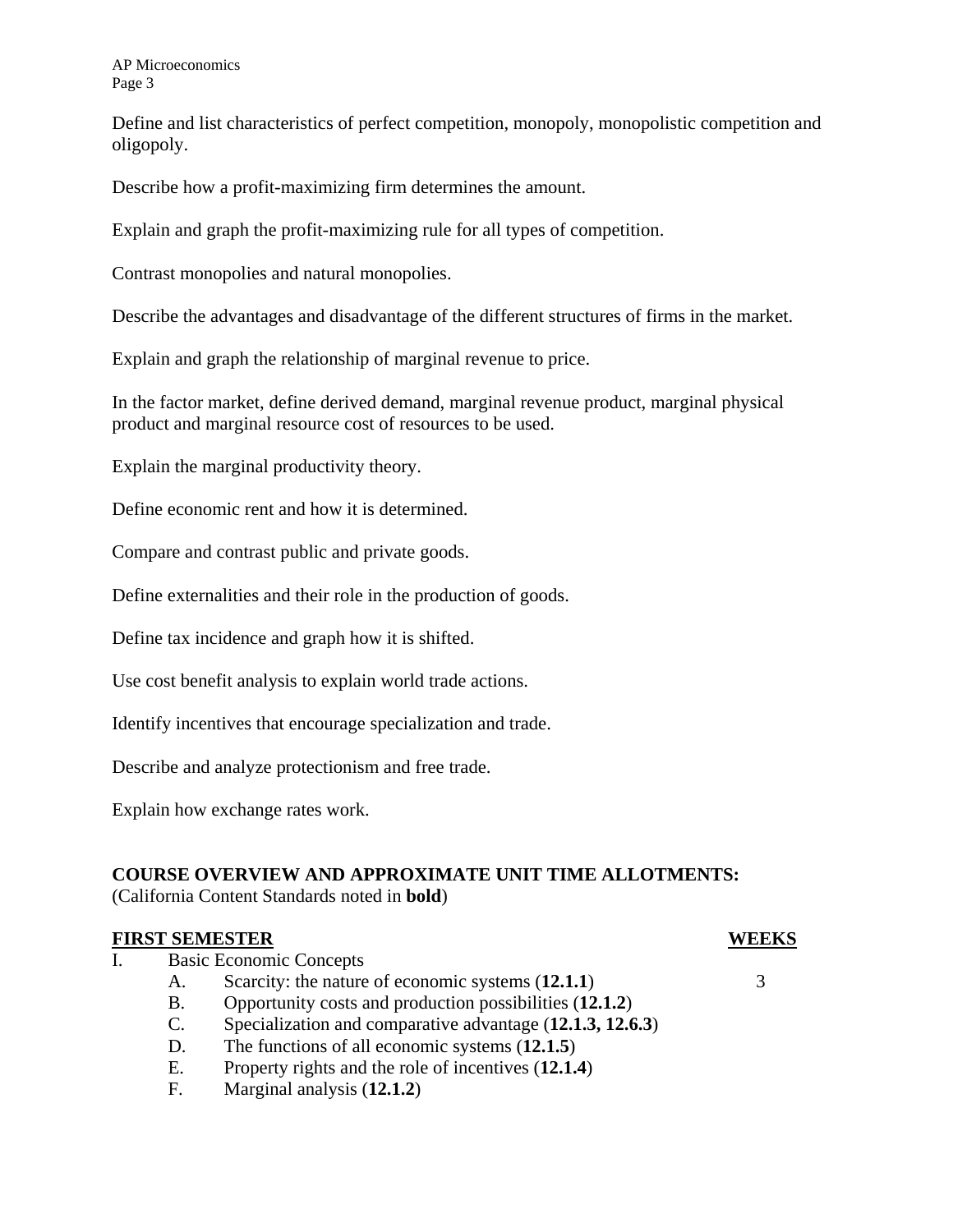Define and list characteristics of perfect competition, monopoly, monopolistic competition and oligopoly.

Describe how a profit-maximizing firm determines the amount.

Explain and graph the profit-maximizing rule for all types of competition.

Contrast monopolies and natural monopolies.

Describe the advantages and disadvantage of the different structures of firms in the market.

Explain and graph the relationship of marginal revenue to price.

In the factor market, define derived demand, marginal revenue product, marginal physical product and marginal resource cost of resources to be used.

Explain the marginal productivity theory.

Define economic rent and how it is determined.

Compare and contrast public and private goods.

Define externalities and their role in the production of goods.

Define tax incidence and graph how it is shifted.

Use cost benefit analysis to explain world trade actions.

Identify incentives that encourage specialization and trade.

Describe and analyze protectionism and free trade.

Explain how exchange rates work.

**COURSE OVERVIEW AND APPROXIMATE UNIT TIME ALLOTMENTS:**
(California Content Standards noted in **bold**)

| **FIRST SEMESTER** | **WEEKS** |
|---|---|
| I. Basic Economic Concepts | |
| A. Scarcity: the nature of economic systems (**12.1.1**) | 3 |
| B. Opportunity costs and production possibilities (**12.1.2**) | |
| C. Specialization and comparative advantage (**12.1.3, 12.6.3**) | |
| D. The functions of all economic systems (**12.1.5**) | |
| E. Property rights and the role of incentives (**12.1.4**) | |
| F. Marginal analysis (**12.1.2**) | |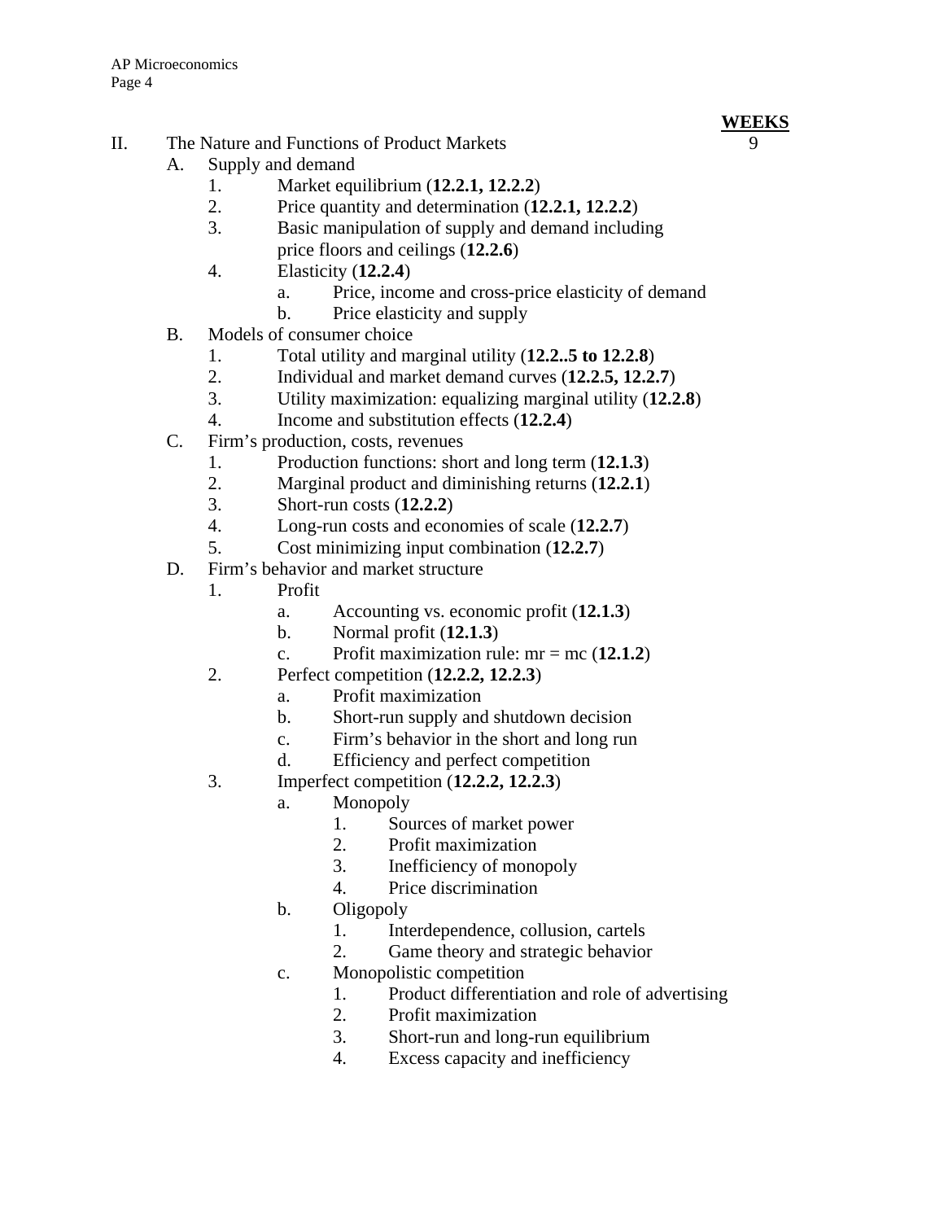**WEEKS**

II. The Nature and Functions of Product Markets 9

- A. Supply and demand
  1. Market equilibrium (**12.2.1, 12.2.2**)
  2. Price quantity and determination (**12.2.1, 12.2.2**)
  3. Basic manipulation of supply and demand including price floors and ceilings (**12.2.6**)
  4. Elasticity (**12.2.4**)
     - a. Price, income and cross-price elasticity of demand
     - b. Price elasticity and supply
- B. Models of consumer choice
  1. Total utility and marginal utility (**12.2..5 to 12.2.8**)
  2. Individual and market demand curves (**12.2.5, 12.2.7**)
  3. Utility maximization: equalizing marginal utility (**12.2.8**)
  4. Income and substitution effects (**12.2.4**)
- C. Firm's production, costs, revenues
  1. Production functions: short and long term (**12.1.3**)
  2. Marginal product and diminishing returns (**12.2.1**)
  3. Short-run costs (**12.2.2**)
  4. Long-run costs and economies of scale (**12.2.7**)
  5. Cost minimizing input combination (**12.2.7**)
- D. Firm's behavior and market structure
  1. Profit
     - a. Accounting vs. economic profit (**12.1.3**)
     - b. Normal profit (**12.1.3**)
     - c. Profit maximization rule: mr = mc (**12.1.2**)
  2. Perfect competition (**12.2.2, 12.2.3**)
     - a. Profit maximization
     - b. Short-run supply and shutdown decision
     - c. Firm's behavior in the short and long run
     - d. Efficiency and perfect competition
  3. Imperfect competition (**12.2.2, 12.2.3**)
     - a. Monopoly
       1. Sources of market power
       2. Profit maximization
       3. Inefficiency of monopoly
       4. Price discrimination
     - b. Oligopoly
       1. Interdependence, collusion, cartels
       2. Game theory and strategic behavior
     - c. Monopolistic competition
       1. Product differentiation and role of advertising
       2. Profit maximization
       3. Short-run and long-run equilibrium
       4. Excess capacity and inefficiency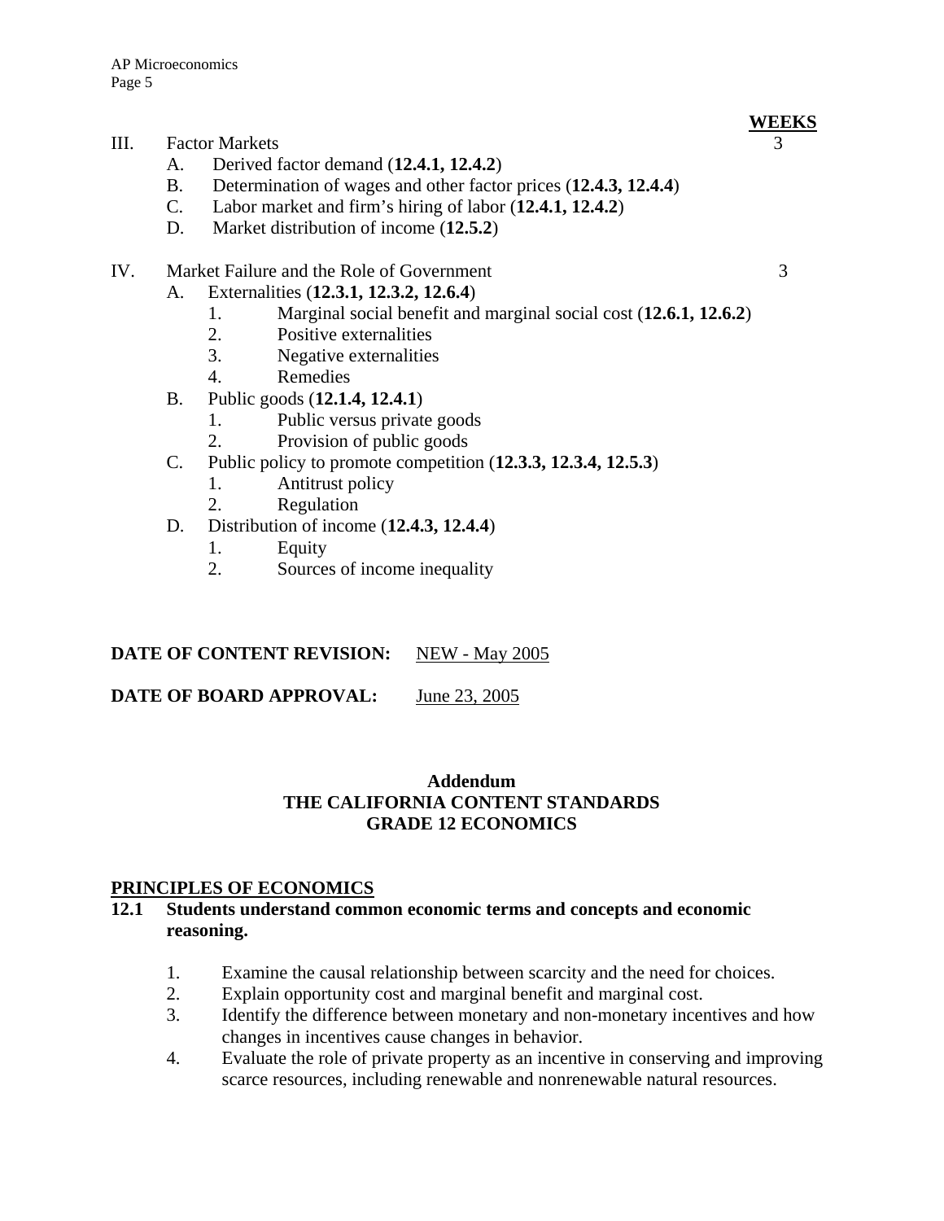**WEEKS**

III. Factor Markets — 3

- A. Derived factor demand (**12.4.1, 12.4.2**)
- B. Determination of wages and other factor prices (**12.4.3, 12.4.4**)
- C. Labor market and firm's hiring of labor (**12.4.1, 12.4.2**)
- D. Market distribution of income (**12.5.2**)

IV. Market Failure and the Role of Government — 3

- A. Externalities (**12.3.1, 12.3.2, 12.6.4**)
  1. Marginal social benefit and marginal social cost (**12.6.1, 12.6.2**)
  2. Positive externalities
  3. Negative externalities
  4. Remedies
- B. Public goods (**12.1.4, 12.4.1**)
  1. Public versus private goods
  2. Provision of public goods
- C. Public policy to promote competition (**12.3.3, 12.3.4, 12.5.3**)
  1. Antitrust policy
  2. Regulation
- D. Distribution of income (**12.4.3, 12.4.4**)
  1. Equity
  2. Sources of income inequality

**DATE OF CONTENT REVISION:** NEW - May 2005

**DATE OF BOARD APPROVAL:** June 23, 2005

## Addendum
## THE CALIFORNIA CONTENT STANDARDS
## GRADE 12 ECONOMICS

### PRINCIPLES OF ECONOMICS

**12.1 Students understand common economic terms and concepts and economic reasoning.**

1. Examine the causal relationship between scarcity and the need for choices.
2. Explain opportunity cost and marginal benefit and marginal cost.
3. Identify the difference between monetary and non-monetary incentives and how changes in incentives cause changes in behavior.
4. Evaluate the role of private property as an incentive in conserving and improving scarce resources, including renewable and nonrenewable natural resources.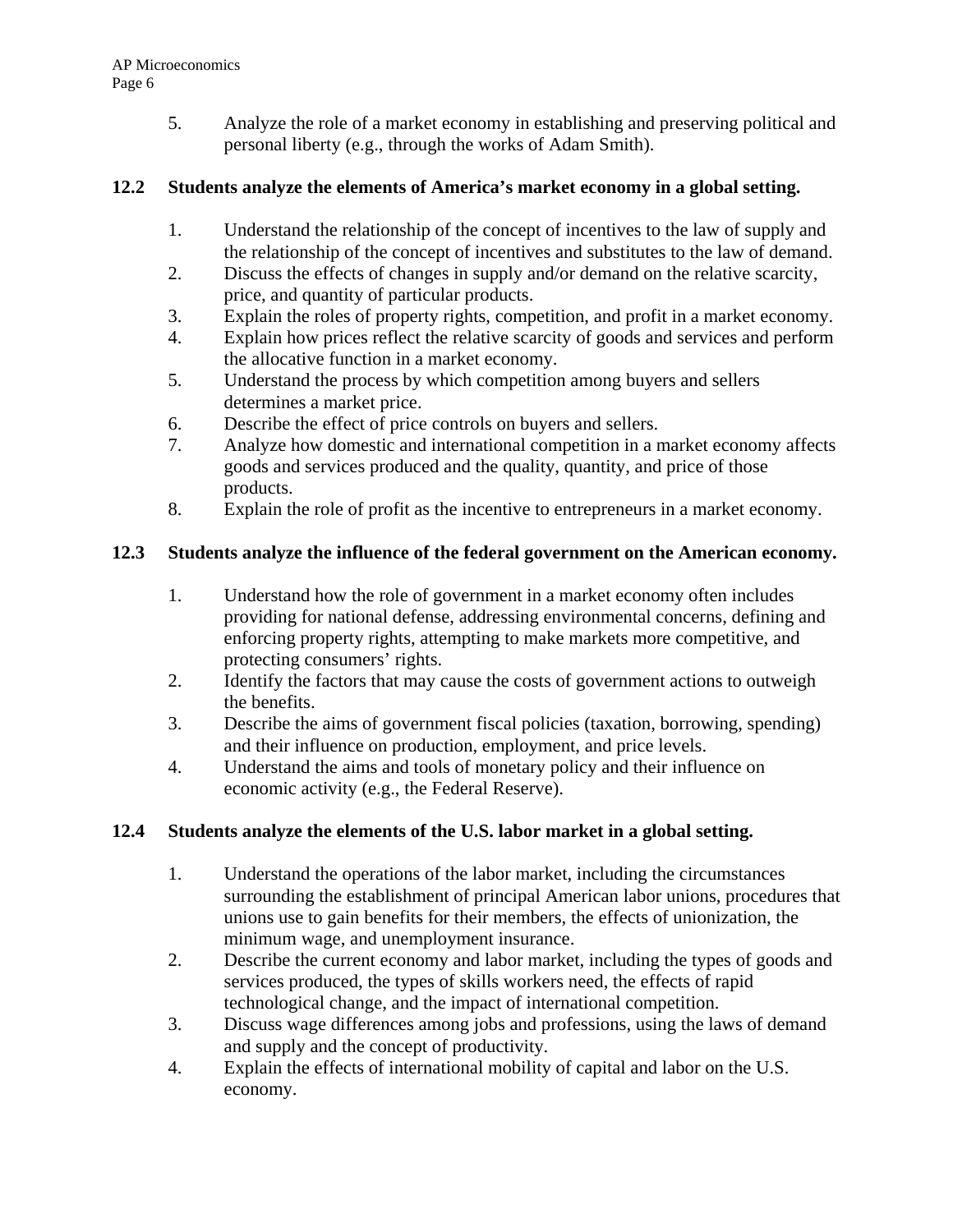5. Analyze the role of a market economy in establishing and preserving political and personal liberty (e.g., through the works of Adam Smith).

**12.2 Students analyze the elements of America's market economy in a global setting.**

1. Understand the relationship of the concept of incentives to the law of supply and the relationship of the concept of incentives and substitutes to the law of demand.
2. Discuss the effects of changes in supply and/or demand on the relative scarcity, price, and quantity of particular products.
3. Explain the roles of property rights, competition, and profit in a market economy.
4. Explain how prices reflect the relative scarcity of goods and services and perform the allocative function in a market economy.
5. Understand the process by which competition among buyers and sellers determines a market price.
6. Describe the effect of price controls on buyers and sellers.
7. Analyze how domestic and international competition in a market economy affects goods and services produced and the quality, quantity, and price of those products.
8. Explain the role of profit as the incentive to entrepreneurs in a market economy.

**12.3 Students analyze the influence of the federal government on the American economy.**

1. Understand how the role of government in a market economy often includes providing for national defense, addressing environmental concerns, defining and enforcing property rights, attempting to make markets more competitive, and protecting consumers' rights.
2. Identify the factors that may cause the costs of government actions to outweigh the benefits.
3. Describe the aims of government fiscal policies (taxation, borrowing, spending) and their influence on production, employment, and price levels.
4. Understand the aims and tools of monetary policy and their influence on economic activity (e.g., the Federal Reserve).

**12.4 Students analyze the elements of the U.S. labor market in a global setting.**

1. Understand the operations of the labor market, including the circumstances surrounding the establishment of principal American labor unions, procedures that unions use to gain benefits for their members, the effects of unionization, the minimum wage, and unemployment insurance.
2. Describe the current economy and labor market, including the types of goods and services produced, the types of skills workers need, the effects of rapid technological change, and the impact of international competition.
3. Discuss wage differences among jobs and professions, using the laws of demand and supply and the concept of productivity.
4. Explain the effects of international mobility of capital and labor on the U.S. economy.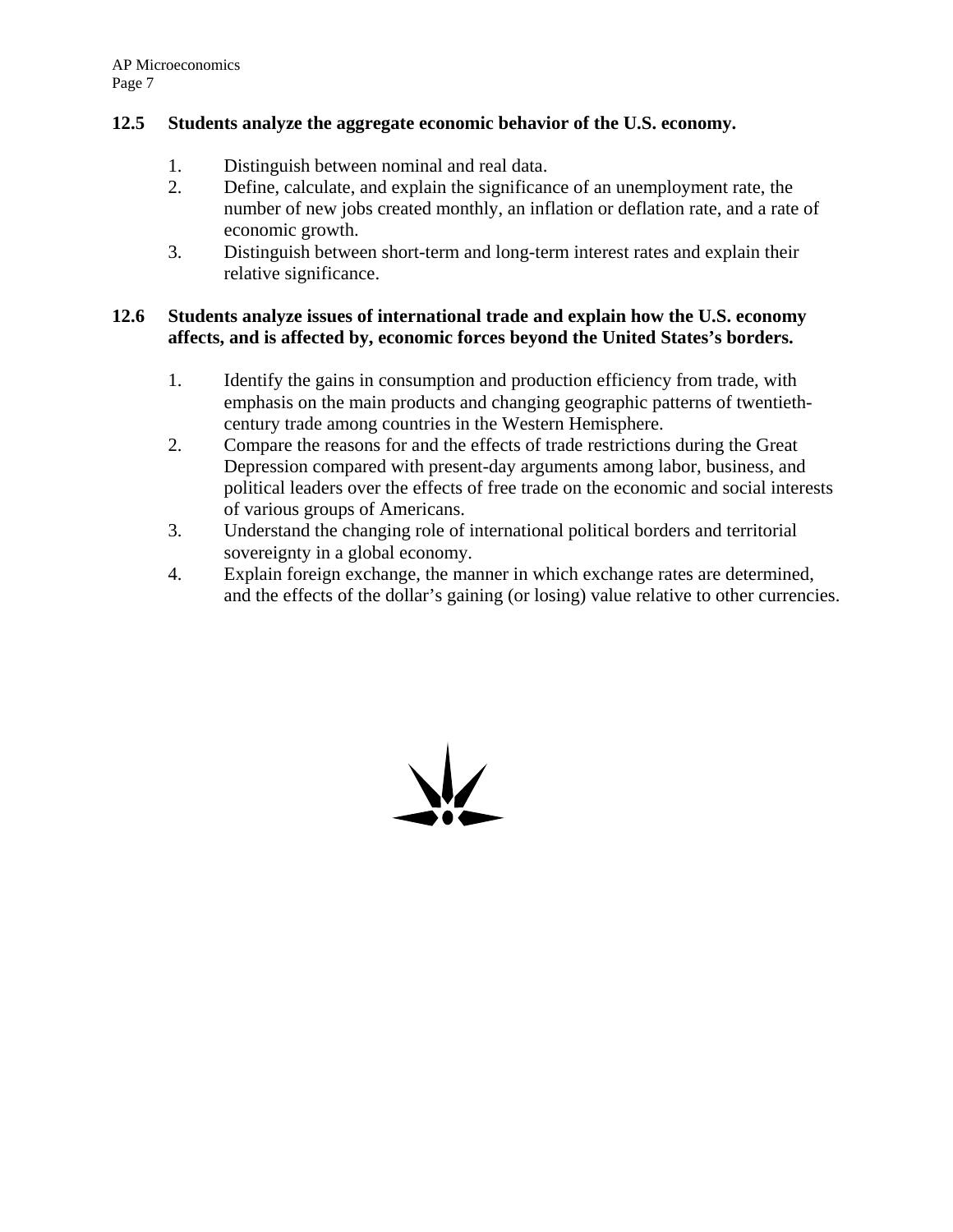**12.5 Students analyze the aggregate economic behavior of the U.S. economy.**

1. Distinguish between nominal and real data.
2. Define, calculate, and explain the significance of an unemployment rate, the number of new jobs created monthly, an inflation or deflation rate, and a rate of economic growth.
3. Distinguish between short-term and long-term interest rates and explain their relative significance.

**12.6 Students analyze issues of international trade and explain how the U.S. economy affects, and is affected by, economic forces beyond the United States's borders.**

1. Identify the gains in consumption and production efficiency from trade, with emphasis on the main products and changing geographic patterns of twentieth-century trade among countries in the Western Hemisphere.
2. Compare the reasons for and the effects of trade restrictions during the Great Depression compared with present-day arguments among labor, business, and political leaders over the effects of free trade on the economic and social interests of various groups of Americans.
3. Understand the changing role of international political borders and territorial sovereignty in a global economy.
4. Explain foreign exchange, the manner in which exchange rates are determined, and the effects of the dollar's gaining (or losing) value relative to other currencies.